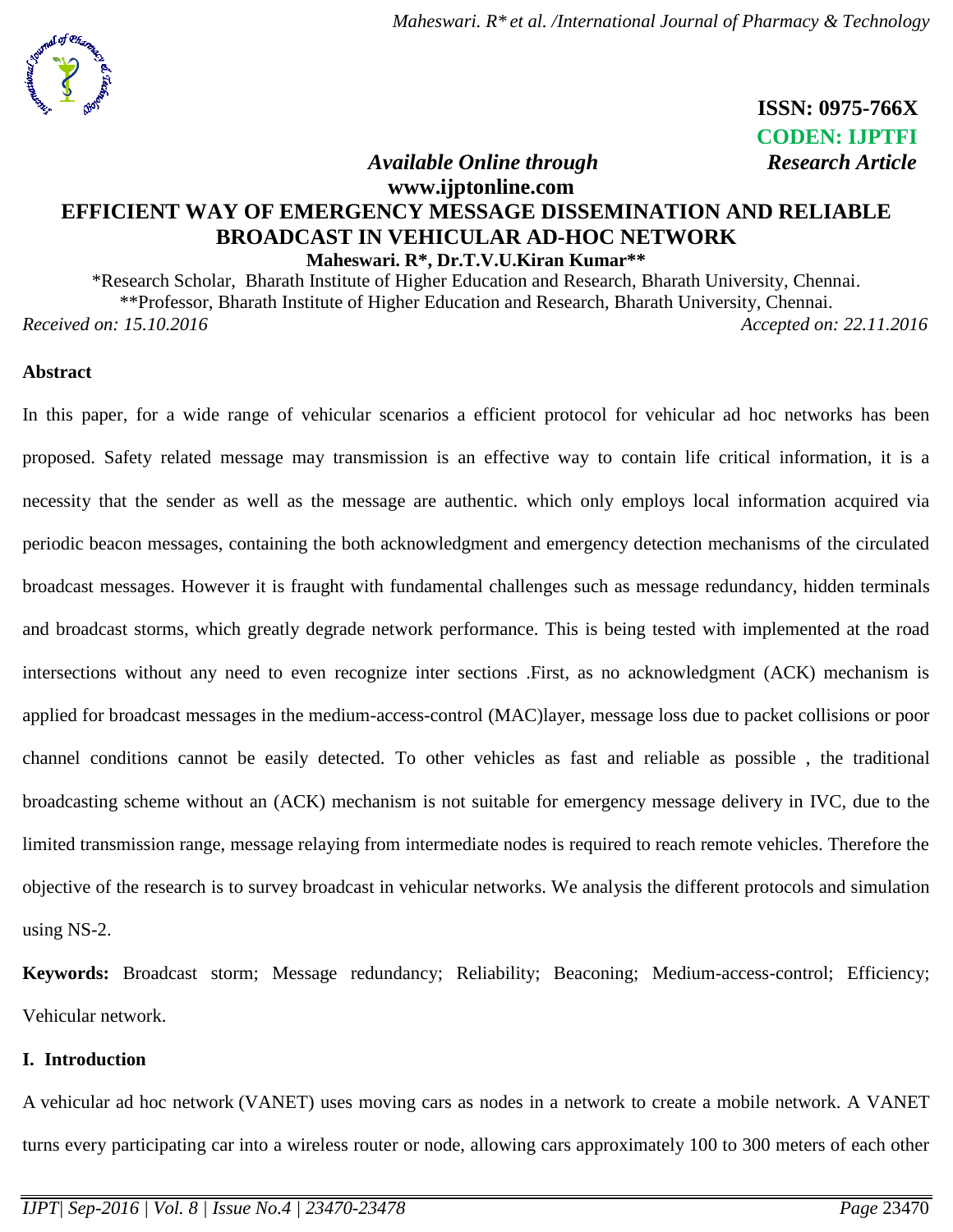**ISSN: 0975-766X**
**CODEN: IJPTFI**

*Available Online through* *Research Article*

**www.ijptonline.com**

# EFFICIENT WAY OF EMERGENCY MESSAGE DISSEMINATION AND RELIABLE BROADCAST IN VEHICULAR AD-HOC NETWORK

**Maheswari. R*, Dr.T.V.U.Kiran Kumar****

*Research Scholar, Bharath Institute of Higher Education and Research, Bharath University, Chennai.
**Professor, Bharath Institute of Higher Education and Research, Bharath University, Chennai.

*Received on: 15.10.2016* *Accepted on: 22.11.2016*

## Abstract

In this paper, for a wide range of vehicular scenarios a efficient protocol for vehicular ad hoc networks has been proposed. Safety related message may transmission is an effective way to contain life critical information, it is a necessity that the sender as well as the message are authentic. which only employs local information acquired via periodic beacon messages, containing the both acknowledgment and emergency detection mechanisms of the circulated broadcast messages. However it is fraught with fundamental challenges such as message redundancy, hidden terminals and broadcast storms, which greatly degrade network performance. This is being tested with implemented at the road intersections without any need to even recognize inter sections .First, as no acknowledgment (ACK) mechanism is applied for broadcast messages in the medium-access-control (MAC)layer, message loss due to packet collisions or poor channel conditions cannot be easily detected. To other vehicles as fast and reliable as possible , the traditional broadcasting scheme without an (ACK) mechanism is not suitable for emergency message delivery in IVC, due to the limited transmission range, message relaying from intermediate nodes is required to reach remote vehicles. Therefore the objective of the research is to survey broadcast in vehicular networks. We analysis the different protocols and simulation using NS-2.

**Keywords:** Broadcast storm; Message redundancy; Reliability; Beaconing; Medium-access-control; Efficiency; Vehicular network.

## I. Introduction

A vehicular ad hoc network (VANET) uses moving cars as nodes in a network to create a mobile network. A VANET turns every participating car into a wireless router or node, allowing cars approximately 100 to 300 meters of each other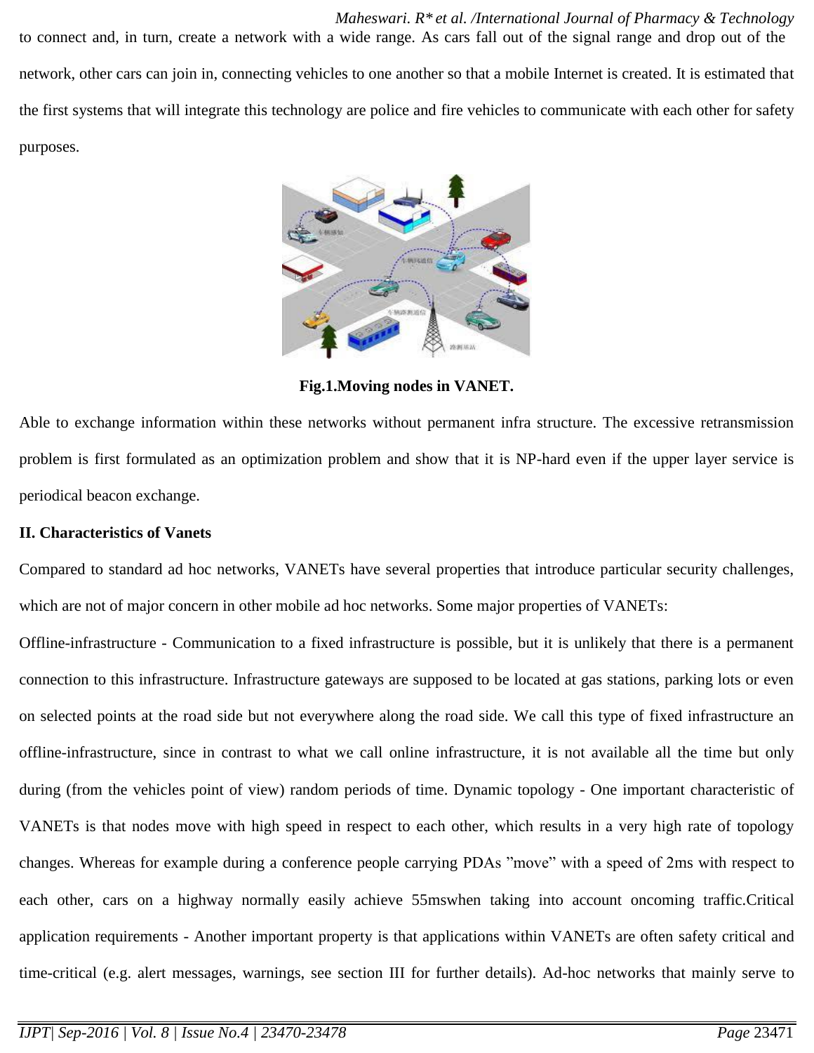to connect and, in turn, create a network with a wide range. As cars fall out of the signal range and drop out of the network, other cars can join in, connecting vehicles to one another so that a mobile Internet is created. It is estimated that the first systems that will integrate this technology are police and fire vehicles to communicate with each other for safety purposes.

**Fig.1.Moving nodes in VANET.**

Able to exchange information within these networks without permanent infra structure. The excessive retransmission problem is first formulated as an optimization problem and show that it is NP-hard even if the upper layer service is periodical beacon exchange.

## II. Characteristics of Vanets

Compared to standard ad hoc networks, VANETs have several properties that introduce particular security challenges, which are not of major concern in other mobile ad hoc networks. Some major properties of VANETs:

Offline-infrastructure - Communication to a fixed infrastructure is possible, but it is unlikely that there is a permanent connection to this infrastructure. Infrastructure gateways are supposed to be located at gas stations, parking lots or even on selected points at the road side but not everywhere along the road side. We call this type of fixed infrastructure an offline-infrastructure, since in contrast to what we call online infrastructure, it is not available all the time but only during (from the vehicles point of view) random periods of time. Dynamic topology - One important characteristic of VANETs is that nodes move with high speed in respect to each other, which results in a very high rate of topology changes. Whereas for example during a conference people carrying PDAs "move" with a speed of 2ms with respect to each other, cars on a highway normally easily achieve 55mswhen taking into account oncoming traffic.Critical application requirements - Another important property is that applications within VANETs are often safety critical and time-critical (e.g. alert messages, warnings, see section III for further details). Ad-hoc networks that mainly serve to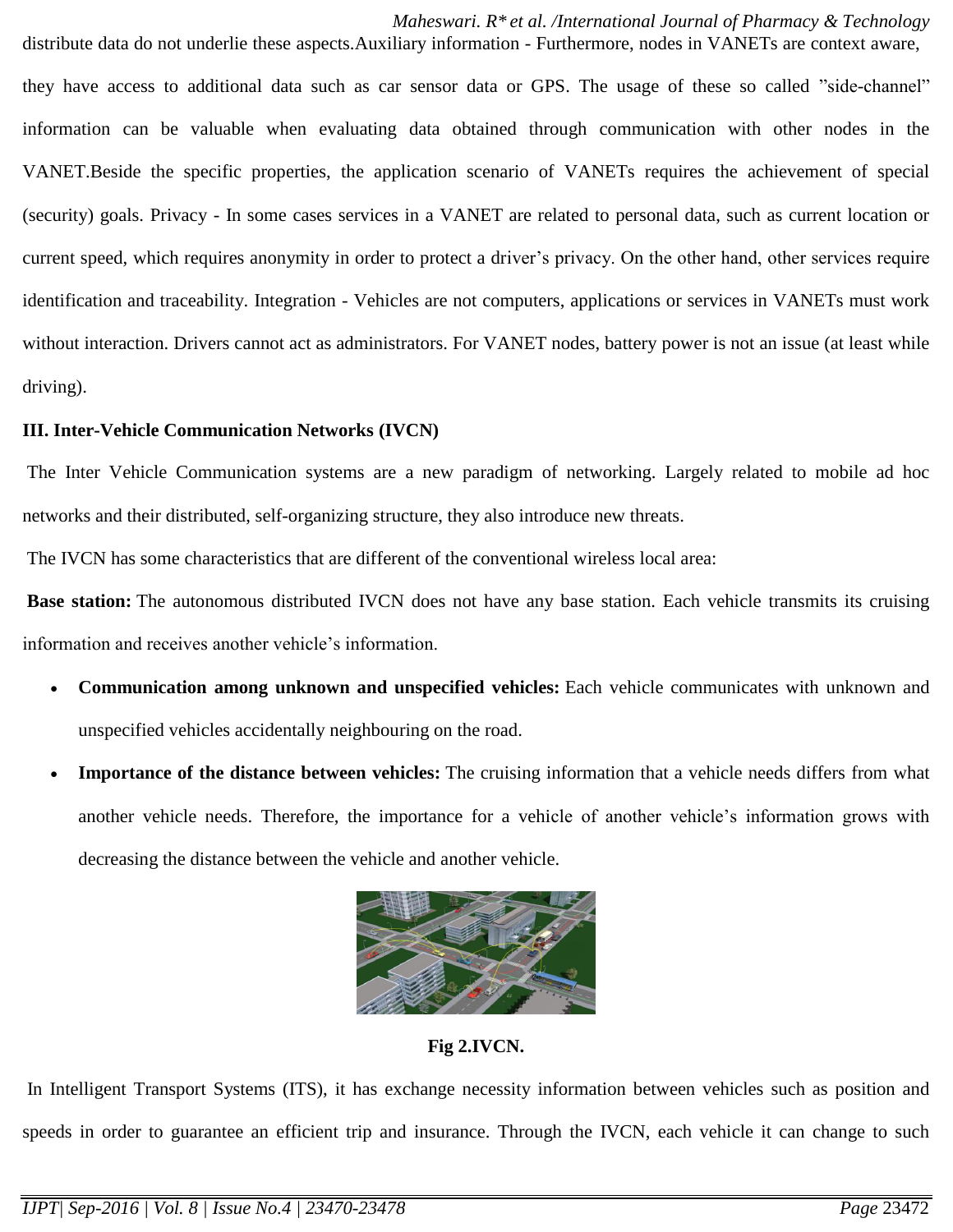distribute data do not underlie these aspects.Auxiliary information - Furthermore, nodes in VANETs are context aware, they have access to additional data such as car sensor data or GPS. The usage of these so called "side-channel" information can be valuable when evaluating data obtained through communication with other nodes in the VANET.Beside the specific properties, the application scenario of VANETs requires the achievement of special (security) goals. Privacy - In some cases services in a VANET are related to personal data, such as current location or current speed, which requires anonymity in order to protect a driver's privacy. On the other hand, other services require identification and traceability. Integration - Vehicles are not computers, applications or services in VANETs must work without interaction. Drivers cannot act as administrators. For VANET nodes, battery power is not an issue (at least while driving).

### III. Inter-Vehicle Communication Networks (IVCN)

The Inter Vehicle Communication systems are a new paradigm of networking. Largely related to mobile ad hoc networks and their distributed, self-organizing structure, they also introduce new threats.

The IVCN has some characteristics that are different of the conventional wireless local area:

**Base station:** The autonomous distributed IVCN does not have any base station. Each vehicle transmits its cruising information and receives another vehicle's information.

- **Communication among unknown and unspecified vehicles:** Each vehicle communicates with unknown and unspecified vehicles accidentally neighbouring on the road.
- **Importance of the distance between vehicles:** The cruising information that a vehicle needs differs from what another vehicle needs. Therefore, the importance for a vehicle of another vehicle's information grows with decreasing the distance between the vehicle and another vehicle.

**Fig 2.IVCN.**

In Intelligent Transport Systems (ITS), it has exchange necessity information between vehicles such as position and speeds in order to guarantee an efficient trip and insurance. Through the IVCN, each vehicle it can change to such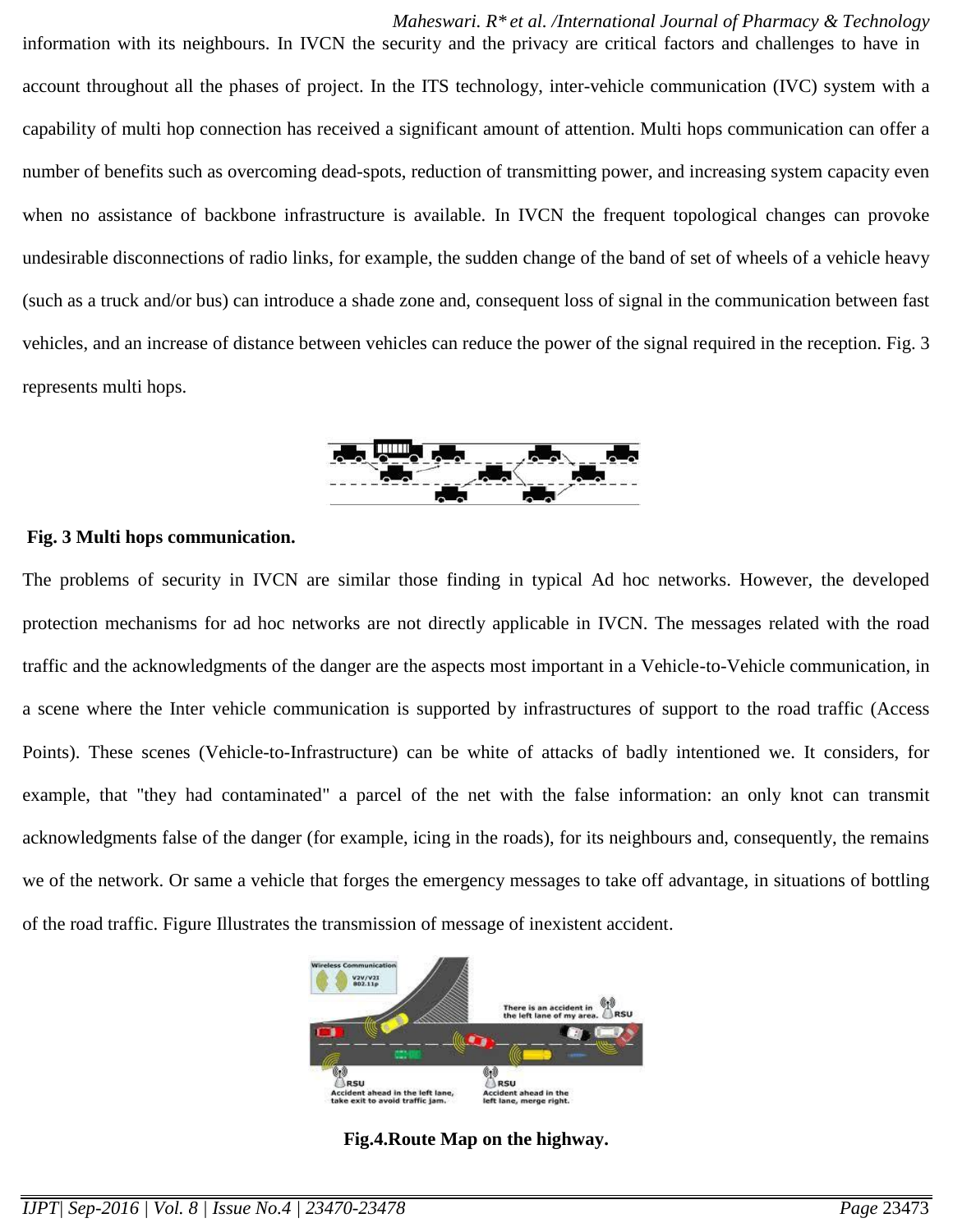information with its neighbours. In IVCN the security and the privacy are critical factors and challenges to have in account throughout all the phases of project. In the ITS technology, inter-vehicle communication (IVC) system with a capability of multi hop connection has received a significant amount of attention. Multi hops communication can offer a number of benefits such as overcoming dead-spots, reduction of transmitting power, and increasing system capacity even when no assistance of backbone infrastructure is available. In IVCN the frequent topological changes can provoke undesirable disconnections of radio links, for example, the sudden change of the band of set of wheels of a vehicle heavy (such as a truck and/or bus) can introduce a shade zone and, consequent loss of signal in the communication between fast vehicles, and an increase of distance between vehicles can reduce the power of the signal required in the reception. Fig. 3 represents multi hops.

**Fig. 3 Multi hops communication.**

The problems of security in IVCN are similar those finding in typical Ad hoc networks. However, the developed protection mechanisms for ad hoc networks are not directly applicable in IVCN. The messages related with the road traffic and the acknowledgments of the danger are the aspects most important in a Vehicle-to-Vehicle communication, in a scene where the Inter vehicle communication is supported by infrastructures of support to the road traffic (Access Points). These scenes (Vehicle-to-Infrastructure) can be white of attacks of badly intentioned we. It considers, for example, that "they had contaminated" a parcel of the net with the false information: an only knot can transmit acknowledgments false of the danger (for example, icing in the roads), for its neighbours and, consequently, the remains we of the network. Or same a vehicle that forges the emergency messages to take off advantage, in situations of bottling of the road traffic. Figure Illustrates the transmission of message of inexistent accident.

**Fig.4.Route Map on the highway.**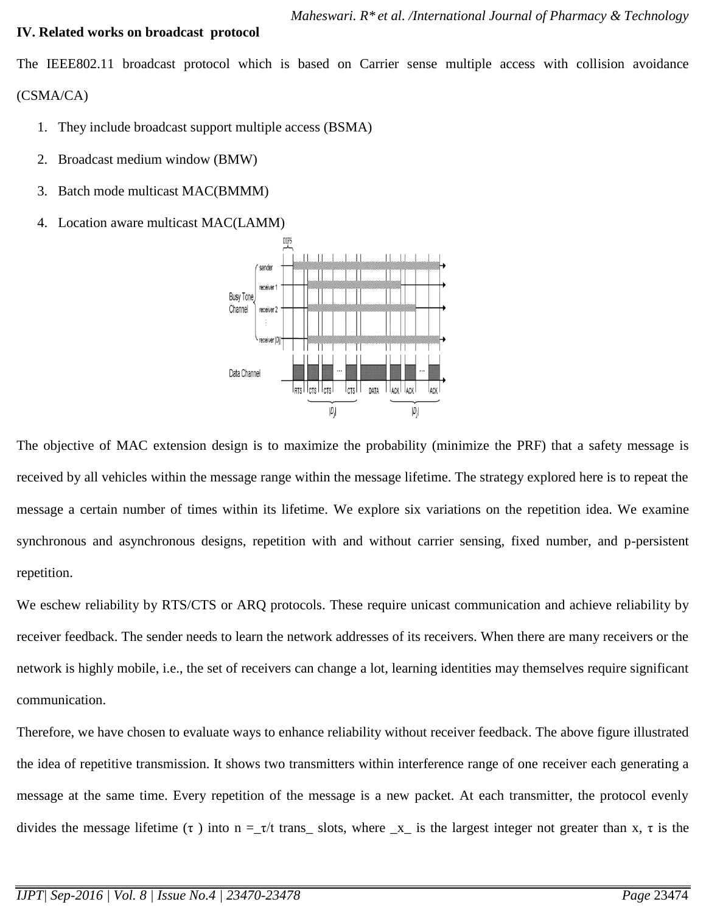## IV. Related works on broadcast protocol

The IEEE802.11 broadcast protocol which is based on Carrier sense multiple access with collision avoidance (CSMA/CA)

1. They include broadcast support multiple access (BSMA)
2. Broadcast medium window (BMW)
3. Batch mode multicast MAC(BMMM)
4. Location aware multicast MAC(LAMM)

The objective of MAC extension design is to maximize the probability (minimize the PRF) that a safety message is received by all vehicles within the message range within the message lifetime. The strategy explored here is to repeat the message a certain number of times within its lifetime. We explore six variations on the repetition idea. We examine synchronous and asynchronous designs, repetition with and without carrier sensing, fixed number, and p-persistent repetition.

We eschew reliability by RTS/CTS or ARQ protocols. These require unicast communication and achieve reliability by receiver feedback. The sender needs to learn the network addresses of its receivers. When there are many receivers or the network is highly mobile, i.e., the set of receivers can change a lot, learning identities may themselves require significant communication.

Therefore, we have chosen to evaluate ways to enhance reliability without receiver feedback. The above figure illustrated the idea of repetitive transmission. It shows two transmitters within interference range of one receiver each generating a message at the same time. Every repetition of the message is a new packet. At each transmitter, the protocol evenly divides the message lifetime (τ ) into n =_τ/t trans_ slots, where _x_ is the largest integer not greater than x, τ is the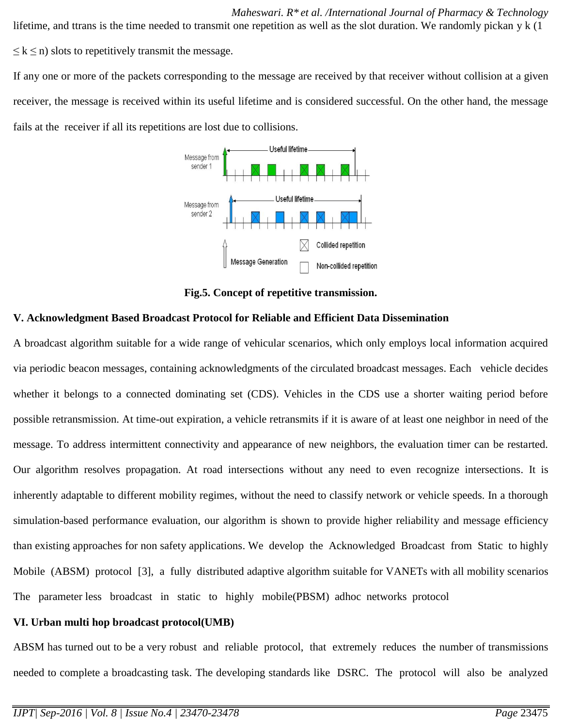lifetime, and ttrans is the time needed to transmit one repetition as well as the slot duration. We randomly pickan y k (1 ≤ k ≤ n) slots to repetitively transmit the message.

If any one or more of the packets corresponding to the message are received by that receiver without collision at a given receiver, the message is received within its useful lifetime and is considered successful. On the other hand, the message fails at the receiver if all its repetitions are lost due to collisions.

**Fig.5. Concept of repetitive transmission.**

### V. Acknowledgment Based Broadcast Protocol for Reliable and Efficient Data Dissemination

A broadcast algorithm suitable for a wide range of vehicular scenarios, which only employs local information acquired via periodic beacon messages, containing acknowledgments of the circulated broadcast messages. Each vehicle decides whether it belongs to a connected dominating set (CDS). Vehicles in the CDS use a shorter waiting period before possible retransmission. At time-out expiration, a vehicle retransmits if it is aware of at least one neighbor in need of the message. To address intermittent connectivity and appearance of new neighbors, the evaluation timer can be restarted. Our algorithm resolves propagation. At road intersections without any need to even recognize intersections. It is inherently adaptable to different mobility regimes, without the need to classify network or vehicle speeds. In a thorough simulation-based performance evaluation, our algorithm is shown to provide higher reliability and message efficiency than existing approaches for non safety applications. We develop the Acknowledged Broadcast from Static to highly Mobile (ABSM) protocol [3], a fully distributed adaptive algorithm suitable for VANETs with all mobility scenarios The parameter less broadcast in static to highly mobile(PBSM) adhoc networks protocol

### VI. Urban multi hop broadcast protocol(UMB)

ABSM has turned out to be a very robust and reliable protocol, that extremely reduces the number of transmissions needed to complete a broadcasting task. The developing standards like DSRC. The protocol will also be analyzed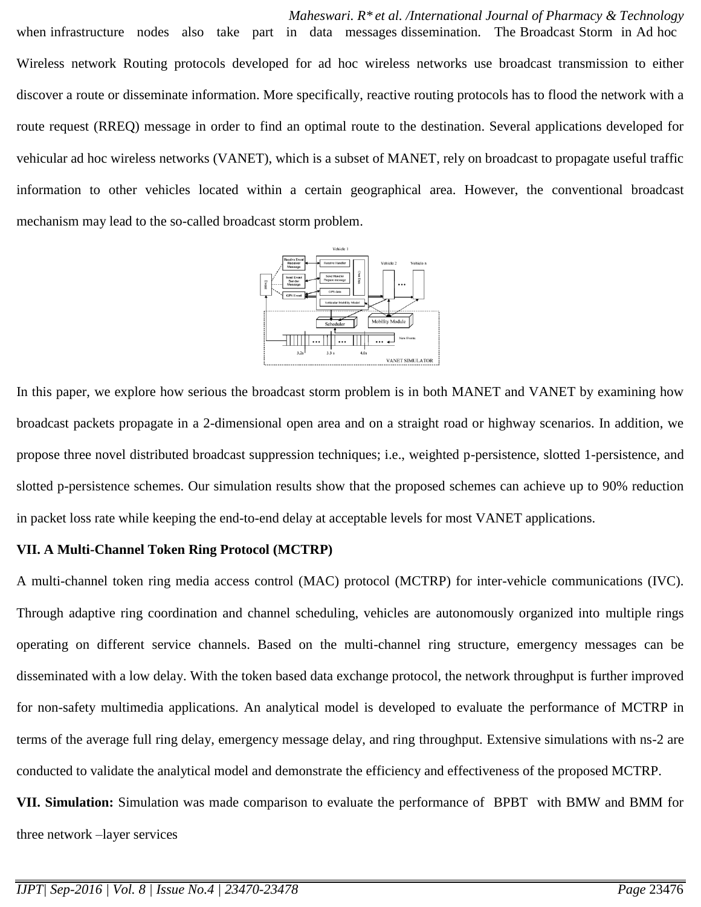when infrastructure nodes also take part in data messages dissemination. The Broadcast Storm in Ad hoc Wireless network Routing protocols developed for ad hoc wireless networks use broadcast transmission to either discover a route or disseminate information. More specifically, reactive routing protocols has to flood the network with a route request (RREQ) message in order to find an optimal route to the destination. Several applications developed for vehicular ad hoc wireless networks (VANET), which is a subset of MANET, rely on broadcast to propagate useful traffic information to other vehicles located within a certain geographical area. However, the conventional broadcast mechanism may lead to the so-called broadcast storm problem.

In this paper, we explore how serious the broadcast storm problem is in both MANET and VANET by examining how broadcast packets propagate in a 2-dimensional open area and on a straight road or highway scenarios. In addition, we propose three novel distributed broadcast suppression techniques; i.e., weighted p-persistence, slotted 1-persistence, and slotted p-persistence schemes. Our simulation results show that the proposed schemes can achieve up to 90% reduction in packet loss rate while keeping the end-to-end delay at acceptable levels for most VANET applications.

**VII. A Multi-Channel Token Ring Protocol (MCTRP)**

A multi-channel token ring media access control (MAC) protocol (MCTRP) for inter-vehicle communications (IVC). Through adaptive ring coordination and channel scheduling, vehicles are autonomously organized into multiple rings operating on different service channels. Based on the multi-channel ring structure, emergency messages can be disseminated with a low delay. With the token based data exchange protocol, the network throughput is further improved for non-safety multimedia applications. An analytical model is developed to evaluate the performance of MCTRP in terms of the average full ring delay, emergency message delay, and ring throughput. Extensive simulations with ns-2 are conducted to validate the analytical model and demonstrate the efficiency and effectiveness of the proposed MCTRP.

**VII. Simulation:** Simulation was made comparison to evaluate the performance of BPBT with BMW and BMM for three network –layer services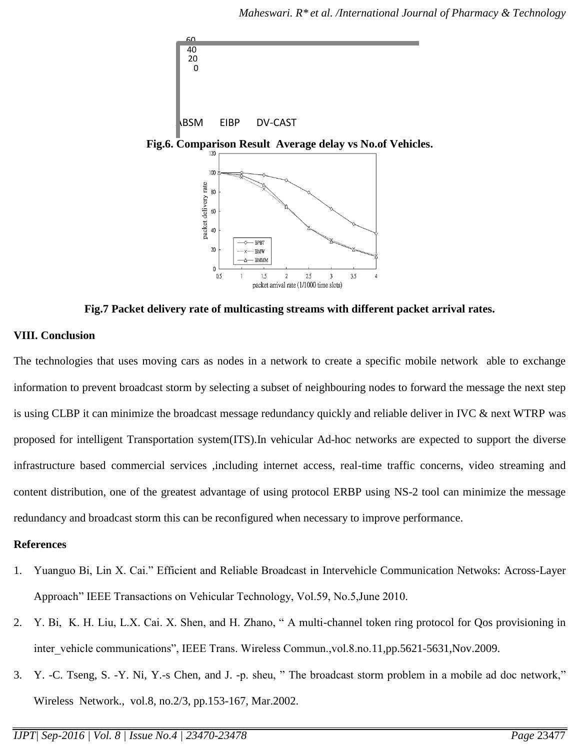60
40
20
0

ABSM EIBP DV-CAST

**Fig.6. Comparison Result Average delay vs No.of Vehicles.**

**Fig.7 Packet delivery rate of multicasting streams with different packet arrival rates.**

## VIII. Conclusion

The technologies that uses moving cars as nodes in a network to create a specific mobile network able to exchange information to prevent broadcast storm by selecting a subset of neighbouring nodes to forward the message the next step is using CLBP it can minimize the broadcast message redundancy quickly and reliable deliver in IVC & next WTRP was proposed for intelligent Transportation system(ITS).In vehicular Ad-hoc networks are expected to support the diverse infrastructure based commercial services ,including internet access, real-time traffic concerns, video streaming and content distribution, one of the greatest advantage of using protocol ERBP using NS-2 tool can minimize the message redundancy and broadcast storm this can be reconfigured when necessary to improve performance.

## References

1. Yuanguo Bi, Lin X. Cai." Efficient and Reliable Broadcast in Intervehicle Communication Netwoks: Across-Layer Approach" IEEE Transactions on Vehicular Technology, Vol.59, No.5,June 2010.
2. Y. Bi, K. H. Liu, L.X. Cai. X. Shen, and H. Zhano, " A multi-channel token ring protocol for Qos provisioning in inter_vehicle communications", IEEE Trans. Wireless Commun.,vol.8.no.11,pp.5621-5631,Nov.2009.
3. Y. -C. Tseng, S. -Y. Ni, Y.-s Chen, and J. -p. sheu, " The broadcast storm problem in a mobile ad doc network," Wireless Network., vol.8, no.2/3, pp.153-167, Mar.2002.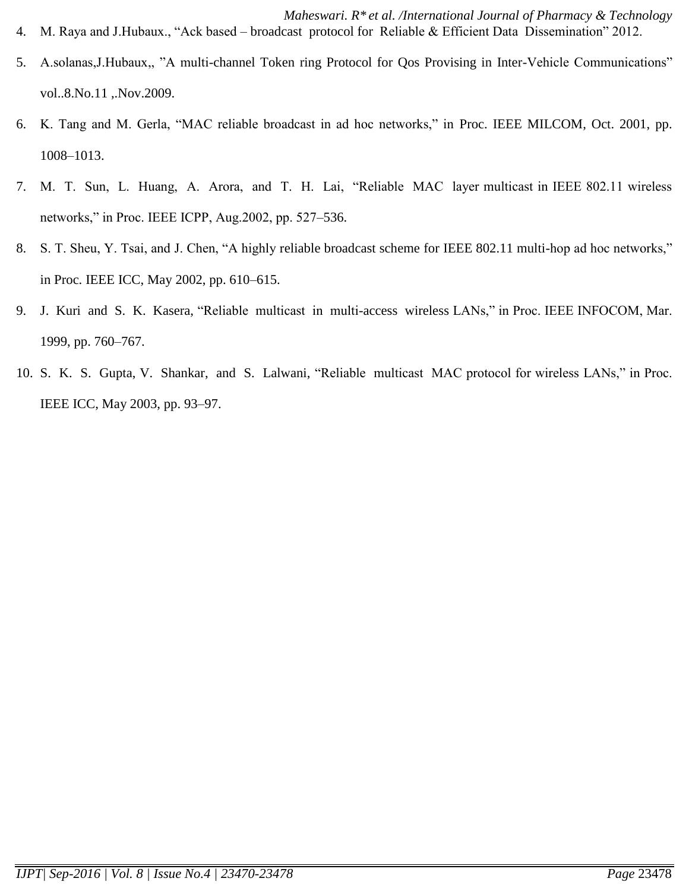4. M. Raya and J.Hubaux., "Ack based – broadcast protocol for Reliable & Efficient Data Dissemination" 2012.
5. A.solanas,J.Hubaux,, "A multi-channel Token ring Protocol for Qos Provising in Inter-Vehicle Communications" vol..8.No.11 ,.Nov.2009.
6. K. Tang and M. Gerla, "MAC reliable broadcast in ad hoc networks," in Proc. IEEE MILCOM, Oct. 2001, pp. 1008–1013.
7. M. T. Sun, L. Huang, A. Arora, and T. H. Lai, "Reliable MAC layer multicast in IEEE 802.11 wireless networks," in Proc. IEEE ICPP, Aug.2002, pp. 527–536.
8. S. T. Sheu, Y. Tsai, and J. Chen, "A highly reliable broadcast scheme for IEEE 802.11 multi-hop ad hoc networks," in Proc. IEEE ICC, May 2002, pp. 610–615.
9. J. Kuri and S. K. Kasera, "Reliable multicast in multi-access wireless LANs," in Proc. IEEE INFOCOM, Mar. 1999, pp. 760–767.
10. S. K. S. Gupta, V. Shankar, and S. Lalwani, "Reliable multicast MAC protocol for wireless LANs," in Proc. IEEE ICC, May 2003, pp. 93–97.